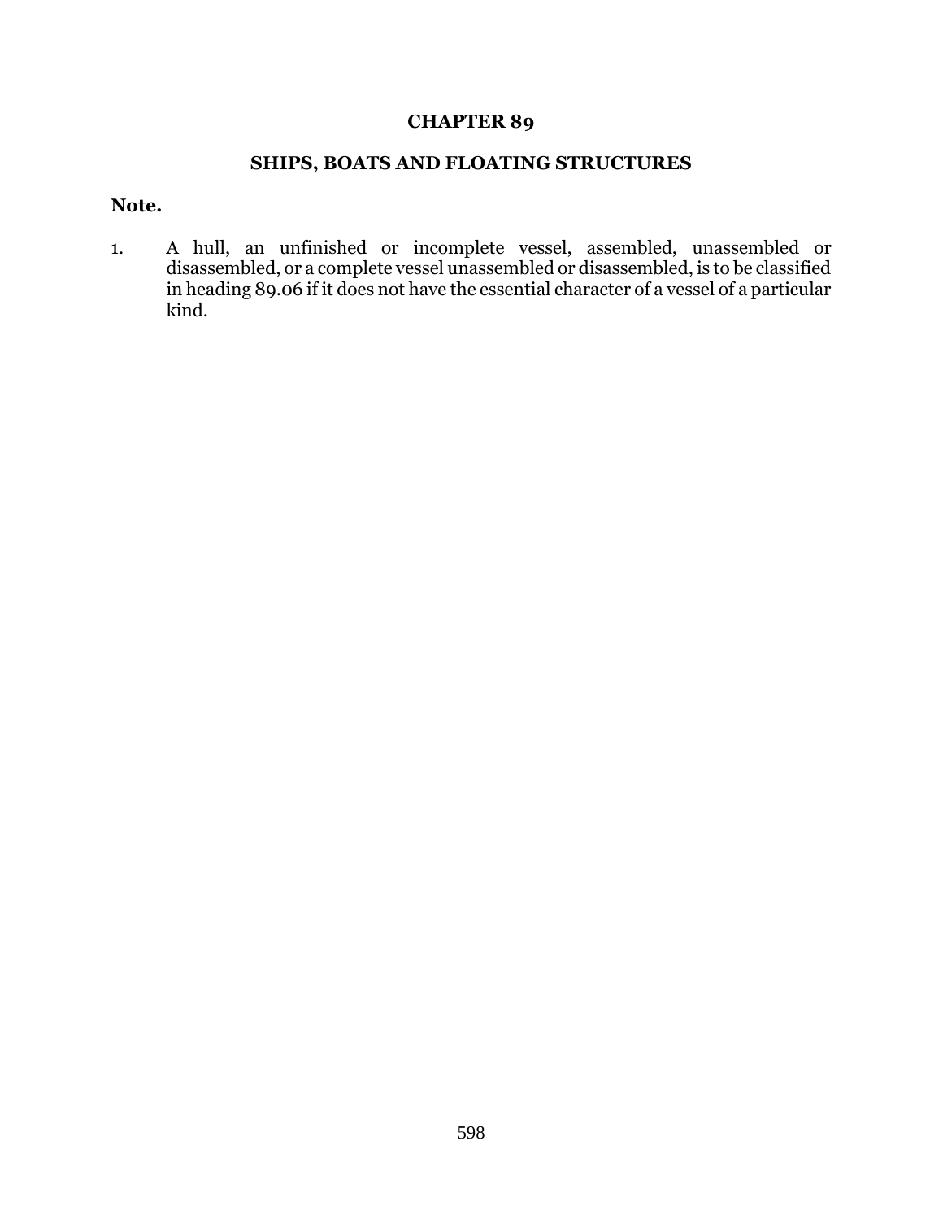# CHAPTER 89

## SHIPS, BOATS AND FLOATING STRUCTURES

**Note.**

1. A hull, an unfinished or incomplete vessel, assembled, unassembled or disassembled, or a complete vessel unassembled or disassembled, is to be classified in heading 89.06 if it does not have the essential character of a vessel of a particular kind.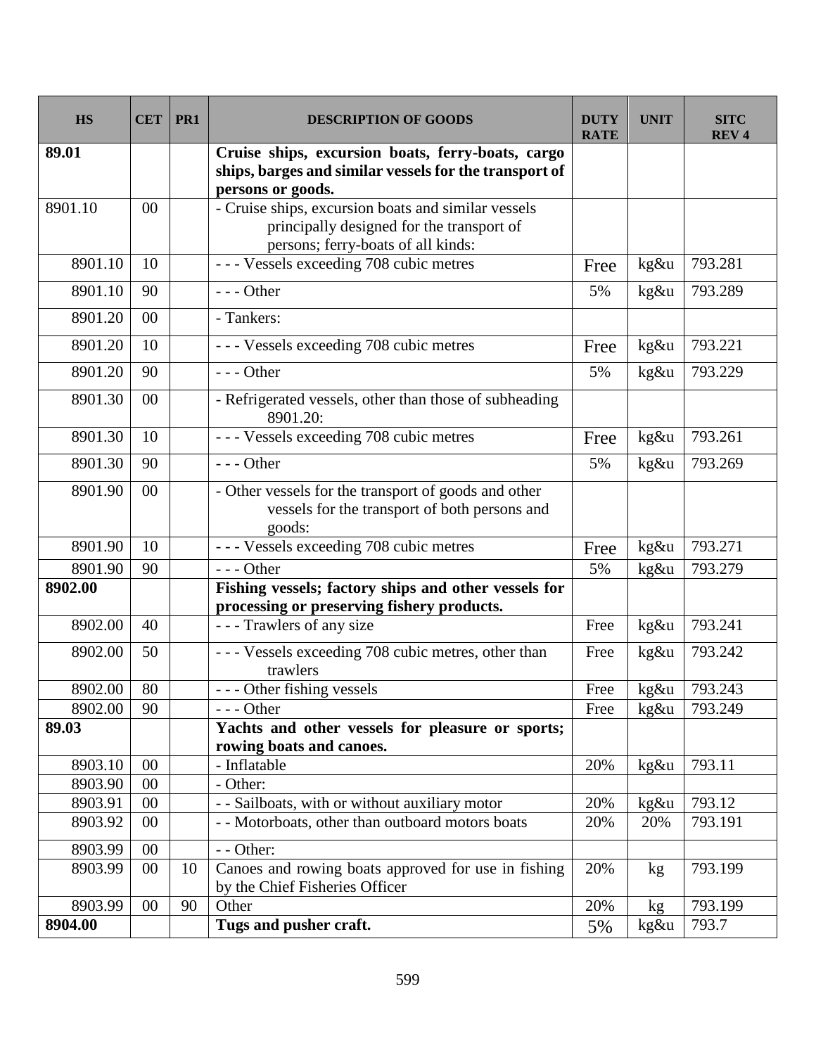| HS | CET | PR1 | DESCRIPTION OF GOODS | DUTY RATE | UNIT | SITC REV 4 |
|---|---|---|---|---|---|---|
| **89.01** | | | **Cruise ships, excursion boats, ferry-boats, cargo ships, barges and similar vessels for the transport of persons or goods.** | | | |
| 8901.10 | 00 | | - Cruise ships, excursion boats and similar vessels principally designed for the transport of persons; ferry-boats of all kinds: | | | |
| 8901.10 | 10 | | - - - Vessels exceeding 708 cubic metres | Free | kg&u | 793.281 |
| 8901.10 | 90 | | - - - Other | 5% | kg&u | 793.289 |
| 8901.20 | 00 | | - Tankers: | | | |
| 8901.20 | 10 | | - - - Vessels exceeding 708 cubic metres | Free | kg&u | 793.221 |
| 8901.20 | 90 | | - - - Other | 5% | kg&u | 793.229 |
| 8901.30 | 00 | | - Refrigerated vessels, other than those of subheading 8901.20: | | | |
| 8901.30 | 10 | | - - - Vessels exceeding 708 cubic metres | Free | kg&u | 793.261 |
| 8901.30 | 90 | | - - - Other | 5% | kg&u | 793.269 |
| 8901.90 | 00 | | - Other vessels for the transport of goods and other vessels for the transport of both persons and goods: | | | |
| 8901.90 | 10 | | - - - Vessels exceeding 708 cubic metres | Free | kg&u | 793.271 |
| 8901.90 | 90 | | - - - Other | 5% | kg&u | 793.279 |
| **8902.00** | | | **Fishing vessels; factory ships and other vessels for processing or preserving fishery products.** | | | |
| 8902.00 | 40 | | - - - Trawlers of any size | Free | kg&u | 793.241 |
| 8902.00 | 50 | | - - - Vessels exceeding 708 cubic metres, other than trawlers | Free | kg&u | 793.242 |
| 8902.00 | 80 | | - - - Other fishing vessels | Free | kg&u | 793.243 |
| 8902.00 | 90 | | - - - Other | Free | kg&u | 793.249 |
| **89.03** | | | **Yachts and other vessels for pleasure or sports; rowing boats and canoes.** | | | |
| 8903.10 | 00 | | - Inflatable | 20% | kg&u | 793.11 |
| 8903.90 | 00 | | - Other: | | | |
| 8903.91 | 00 | | - - Sailboats, with or without auxiliary motor | 20% | kg&u | 793.12 |
| 8903.92 | 00 | | - - Motorboats, other than outboard motors boats | 20% | 20% | 793.191 |
| 8903.99 | 00 | | - - Other: | | | |
| 8903.99 | 00 | 10 | Canoes and rowing boats approved for use in fishing by the Chief Fisheries Officer | 20% | kg | 793.199 |
| 8903.99 | 00 | 90 | Other | 20% | kg | 793.199 |
| **8904.00** | | | **Tugs and pusher craft.** | 5% | kg&u | 793.7 |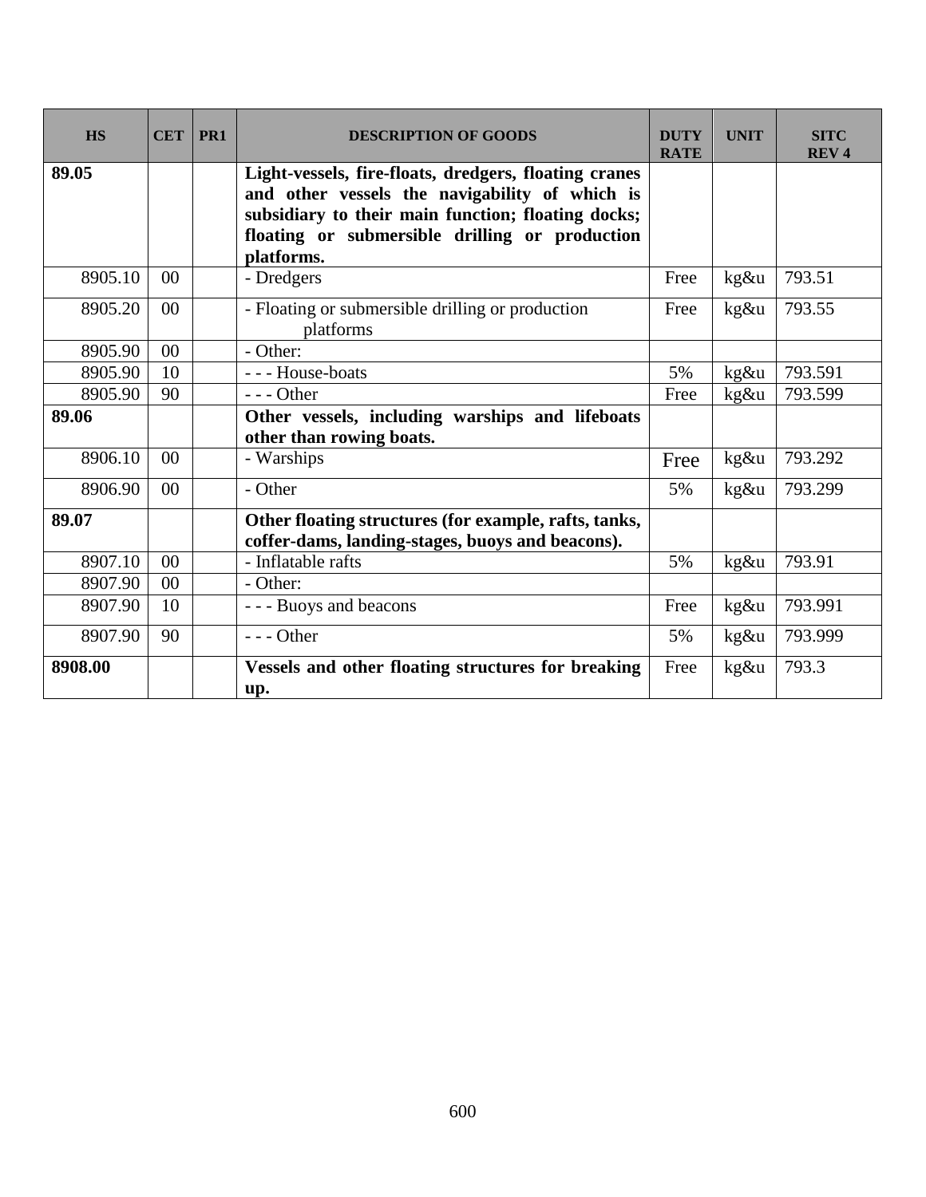| HS | CET | PR1 | DESCRIPTION OF GOODS | DUTY RATE | UNIT | SITC REV 4 |
|---|---|---|---|---|---|---|
| **89.05** | | | **Light-vessels, fire-floats, dredgers, floating cranes and other vessels the navigability of which is subsidiary to their main function; floating docks; floating or submersible drilling or production platforms.** | | | |
| 8905.10 | 00 | | - Dredgers | Free | kg&u | 793.51 |
| 8905.20 | 00 | | - Floating or submersible drilling or production platforms | Free | kg&u | 793.55 |
| 8905.90 | 00 | | - Other: | | | |
| 8905.90 | 10 | | - - - House-boats | 5% | kg&u | 793.591 |
| 8905.90 | 90 | | - - - Other | Free | kg&u | 793.599 |
| **89.06** | | | **Other vessels, including warships and lifeboats other than rowing boats.** | | | |
| 8906.10 | 00 | | - Warships | Free | kg&u | 793.292 |
| 8906.90 | 00 | | - Other | 5% | kg&u | 793.299 |
| **89.07** | | | **Other floating structures (for example, rafts, tanks, coffer-dams, landing-stages, buoys and beacons).** | | | |
| 8907.10 | 00 | | - Inflatable rafts | 5% | kg&u | 793.91 |
| 8907.90 | 00 | | - Other: | | | |
| 8907.90 | 10 | | - - - Buoys and beacons | Free | kg&u | 793.991 |
| 8907.90 | 90 | | - - - Other | 5% | kg&u | 793.999 |
| **8908.00** | | | **Vessels and other floating structures for breaking up.** | Free | kg&u | 793.3 |